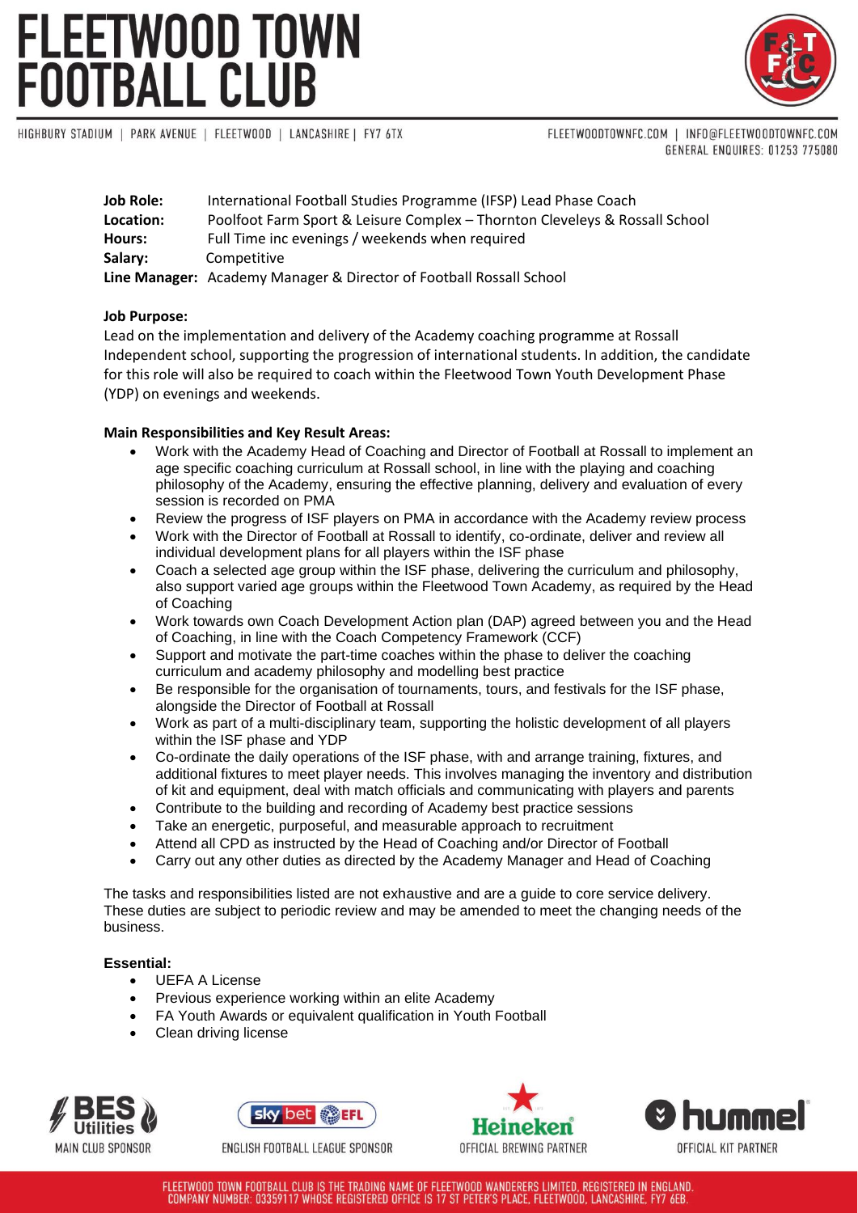# FLEETWOOD TOWN FOOTBALL CLUB

HIGHBURY STADIUM | PARK AVENUE | FLEETWOOD | LANCASHIRE | FY7 6TX

FLEETWOODTOWNFC.COM | INFO@FLEETWOODTOWNFC.COM
GENERAL ENQUIRES: 01253 775080

**Job Role:** International Football Studies Programme (IFSP) Lead Phase Coach
**Location:** Poolfoot Farm Sport & Leisure Complex – Thornton Cleveleys & Rossall School
**Hours:** Full Time inc evenings / weekends when required
**Salary:** Competitive
**Line Manager:** Academy Manager & Director of Football Rossall School

**Job Purpose:**

Lead on the implementation and delivery of the Academy coaching programme at Rossall Independent school, supporting the progression of international students. In addition, the candidate for this role will also be required to coach within the Fleetwood Town Youth Development Phase (YDP) on evenings and weekends.

**Main Responsibilities and Key Result Areas:**

- Work with the Academy Head of Coaching and Director of Football at Rossall to implement an age specific coaching curriculum at Rossall school, in line with the playing and coaching philosophy of the Academy, ensuring the effective planning, delivery and evaluation of every session is recorded on PMA
- Review the progress of ISF players on PMA in accordance with the Academy review process
- Work with the Director of Football at Rossall to identify, co-ordinate, deliver and review all individual development plans for all players within the ISF phase
- Coach a selected age group within the ISF phase, delivering the curriculum and philosophy, also support varied age groups within the Fleetwood Town Academy, as required by the Head of Coaching
- Work towards own Coach Development Action plan (DAP) agreed between you and the Head of Coaching, in line with the Coach Competency Framework (CCF)
- Support and motivate the part-time coaches within the phase to deliver the coaching curriculum and academy philosophy and modelling best practice
- Be responsible for the organisation of tournaments, tours, and festivals for the ISF phase, alongside the Director of Football at Rossall
- Work as part of a multi-disciplinary team, supporting the holistic development of all players within the ISF phase and YDP
- Co-ordinate the daily operations of the ISF phase, with and arrange training, fixtures, and additional fixtures to meet player needs. This involves managing the inventory and distribution of kit and equipment, deal with match officials and communicating with players and parents
- Contribute to the building and recording of Academy best practice sessions
- Take an energetic, purposeful, and measurable approach to recruitment
- Attend all CPD as instructed by the Head of Coaching and/or Director of Football
- Carry out any other duties as directed by the Academy Manager and Head of Coaching

The tasks and responsibilities listed are not exhaustive and are a guide to core service delivery. These duties are subject to periodic review and may be amended to meet the changing needs of the business.

**Essential:**

- UEFA A License
- Previous experience working within an elite Academy
- FA Youth Awards or equivalent qualification in Youth Football
- Clean driving license

BES Utilities – MAIN CLUB SPONSOR | sky bet EFL – ENGLISH FOOTBALL LEAGUE SPONSOR | Heineken – OFFICIAL BREWING PARTNER | hummel – OFFICIAL KIT PARTNER

FLEETWOOD TOWN FOOTBALL CLUB IS THE TRADING NAME OF FLEETWOOD WANDERERS LIMITED, REGISTERED IN ENGLAND. COMPANY NUMBER: 03359117 WHOSE REGISTERED OFFICE IS 17 ST PETER'S PLACE, FLEETWOOD, LANCASHIRE, FY7 6EB.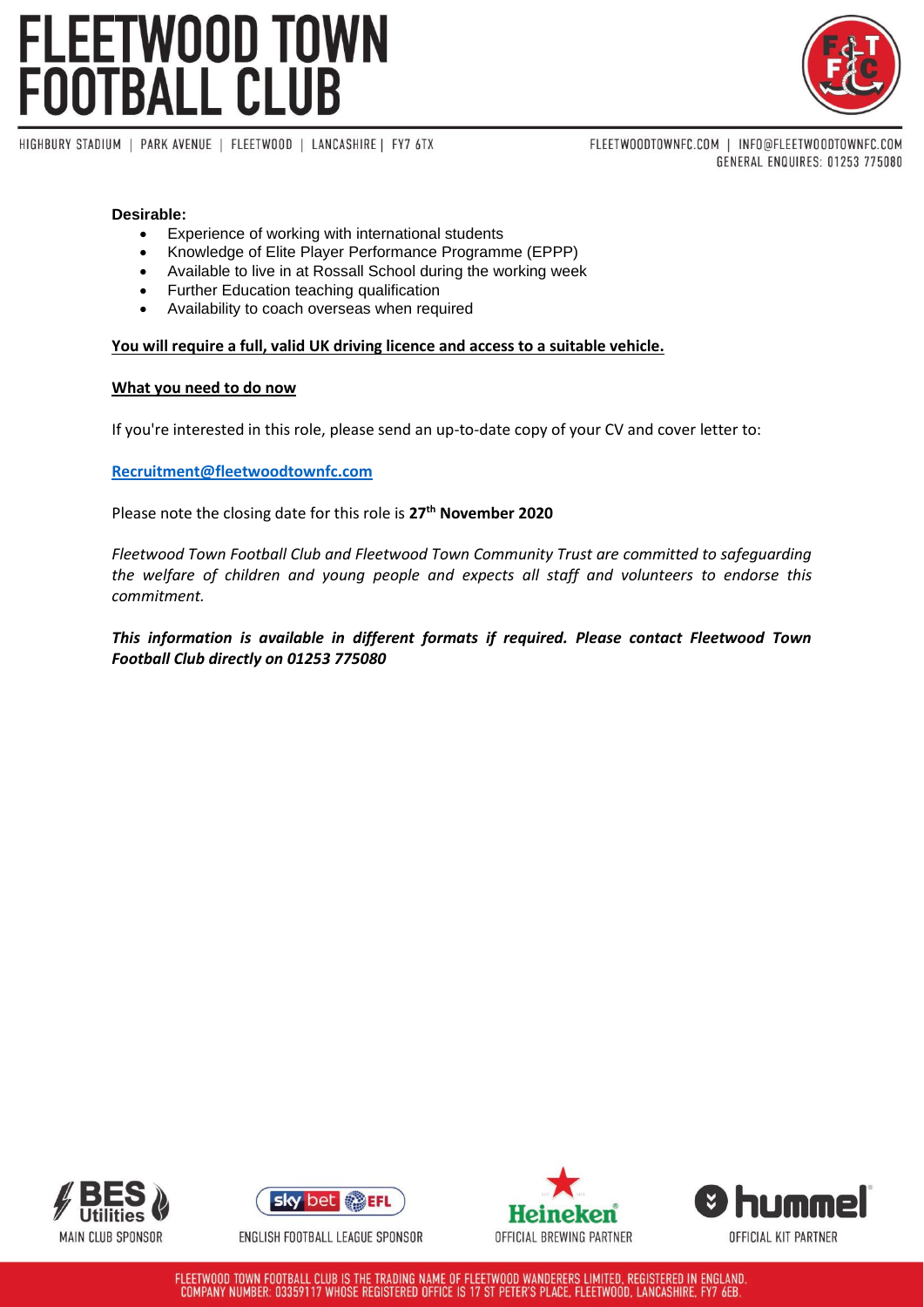**Desirable:**

- Experience of working with international students
- Knowledge of Elite Player Performance Programme (EPPP)
- Available to live in at Rossall School during the working week
- Further Education teaching qualification
- Availability to coach overseas when required

**You will require a full, valid UK driving licence and access to a suitable vehicle.**

**What you need to do now**

If you're interested in this role, please send an up-to-date copy of your CV and cover letter to:

Recruitment@fleetwoodtownfc.com

Please note the closing date for this role is **27th November 2020**

*Fleetwood Town Football Club and Fleetwood Town Community Trust are committed to safeguarding the welfare of children and young people and expects all staff and volunteers to endorse this commitment.*

***This information is available in different formats if required. Please contact Fleetwood Town Football Club directly on 01253 775080***